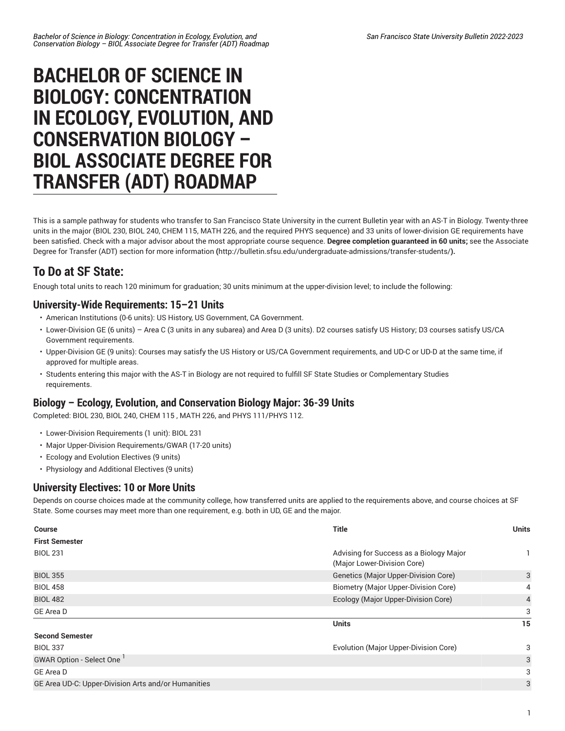# BACHELOR OF SCIENCE IN BIOLOGY: CONCENTRATION IN ECOLOGY, EVOLUTION, AND CONSERVATION BIOLOGY – BIOL ASSOCIATE DEGREE FOR TRANSFER (ADT) ROADMAP

This is a sample pathway for students who transfer to San Francisco State University in the current Bulletin year with an AS-T in Biology. Twenty-three units in the major (BIOL 230, BIOL 240, CHEM 115, MATH 226, and the required PHYS sequence) and 33 units of lower-division GE requirements have been satisfied. Check with a major advisor about the most appropriate course sequence. **Degree completion guaranteed in 60 units;** see the Associate Degree for Transfer (ADT) section for more information **(**http://bulletin.sfsu.edu/undergraduate-admissions/transfer-students/**).**

## To Do at SF State:

Enough total units to reach 120 minimum for graduation; 30 units minimum at the upper-division level; to include the following:

### University-Wide Requirements: 15–21 Units

- American Institutions (0-6 units): US History, US Government, CA Government.
- Lower-Division GE (6 units) – Area C (3 units in any subarea) and Area D (3 units). D2 courses satisfy US History; D3 courses satisfy US/CA Government requirements.
- Upper-Division GE (9 units): Courses may satisfy the US History or US/CA Government requirements, and UD-C or UD-D at the same time, if approved for multiple areas.
- Students entering this major with the AS-T in Biology are not required to fulfill SF State Studies or Complementary Studies requirements.

### Biology – Ecology, Evolution, and Conservation Biology Major: 36-39 Units

Completed: BIOL 230, BIOL 240, CHEM 115 , MATH 226, and PHYS 111/PHYS 112.

- Lower-Division Requirements (1 unit): BIOL 231
- Major Upper-Division Requirements/GWAR (17-20 units)
- Ecology and Evolution Electives (9 units)
- Physiology and Additional Electives (9 units)

### University Electives: 10 or More Units

Depends on course choices made at the community college, how transferred units are applied to the requirements above, and course choices at SF State. Some courses may meet more than one requirement, e.g. both in UD, GE and the major.

| Course | Title | Units |
|---|---|---|
| **First Semester** | | |
| BIOL 231 | Advising for Success as a Biology Major (Major Lower-Division Core) | 1 |
| BIOL 355 | Genetics (Major Upper-Division Core) | 3 |
| BIOL 458 | Biometry (Major Upper-Division Core) | 4 |
| BIOL 482 | Ecology (Major Upper-Division Core) | 4 |
| GE Area D | | 3 |
| | **Units** | **15** |
| **Second Semester** | | |
| BIOL 337 | Evolution (Major Upper-Division Core) | 3 |
| GWAR Option - Select One [1] | | 3 |
| GE Area D | | 3 |
| GE Area UD-C: Upper-Division Arts and/or Humanities | | 3 |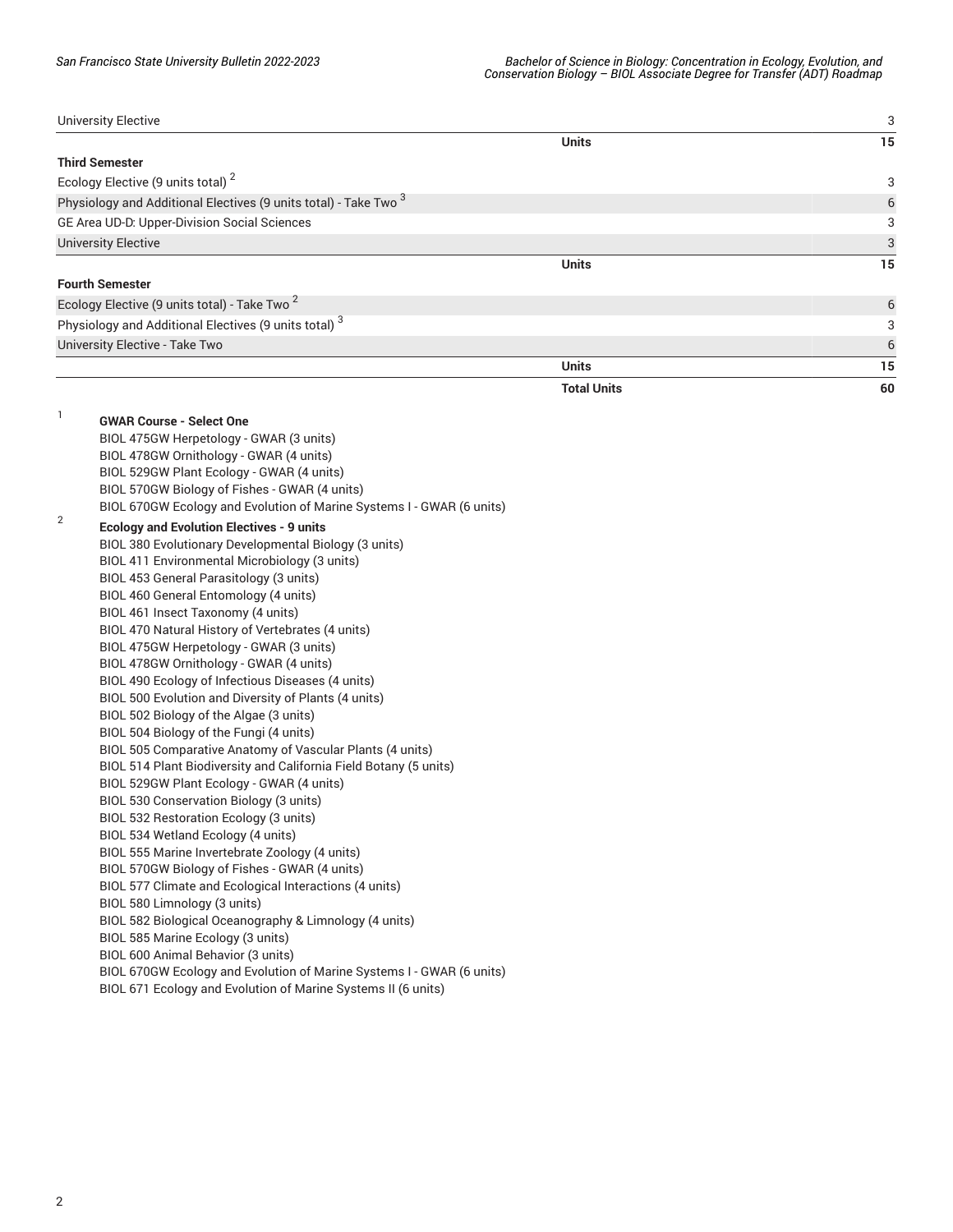| Course | | Units |
|---|---|---|
| University Elective | | 3 |
| | **Units** | **15** |
| **Third Semester** | | |
| Ecology Elective (9 units total) [2] | | 3 |
| Physiology and Additional Electives (9 units total) - Take Two [3] | | 6 |
| GE Area UD-D: Upper-Division Social Sciences | | 3 |
| University Elective | | 3 |
| | **Units** | **15** |
| **Fourth Semester** | | |
| Ecology Elective (9 units total) - Take Two [2] | | 6 |
| Physiology and Additional Electives (9 units total) [3] | | 3 |
| University Elective - Take Two | | 6 |
| | **Units** | **15** |
| | **Total Units** | **60** |

1. **GWAR Course - Select One**
   BIOL 475GW Herpetology - GWAR (3 units)
   BIOL 478GW Ornithology - GWAR (4 units)
   BIOL 529GW Plant Ecology - GWAR (4 units)
   BIOL 570GW Biology of Fishes - GWAR (4 units)
   BIOL 670GW Ecology and Evolution of Marine Systems I - GWAR (6 units)

2. **Ecology and Evolution Electives - 9 units**
   BIOL 380 Evolutionary Developmental Biology (3 units)
   BIOL 411 Environmental Microbiology (3 units)
   BIOL 453 General Parasitology (3 units)
   BIOL 460 General Entomology (4 units)
   BIOL 461 Insect Taxonomy (4 units)
   BIOL 470 Natural History of Vertebrates (4 units)
   BIOL 475GW Herpetology - GWAR (3 units)
   BIOL 478GW Ornithology - GWAR (4 units)
   BIOL 490 Ecology of Infectious Diseases (4 units)
   BIOL 500 Evolution and Diversity of Plants (4 units)
   BIOL 502 Biology of the Algae (3 units)
   BIOL 504 Biology of the Fungi (4 units)
   BIOL 505 Comparative Anatomy of Vascular Plants (4 units)
   BIOL 514 Plant Biodiversity and California Field Botany (5 units)
   BIOL 529GW Plant Ecology - GWAR (4 units)
   BIOL 530 Conservation Biology (3 units)
   BIOL 532 Restoration Ecology (3 units)
   BIOL 534 Wetland Ecology (4 units)
   BIOL 555 Marine Invertebrate Zoology (4 units)
   BIOL 570GW Biology of Fishes - GWAR (4 units)
   BIOL 577 Climate and Ecological Interactions (4 units)
   BIOL 580 Limnology (3 units)
   BIOL 582 Biological Oceanography & Limnology (4 units)
   BIOL 585 Marine Ecology (3 units)
   BIOL 600 Animal Behavior (3 units)
   BIOL 670GW Ecology and Evolution of Marine Systems I - GWAR (6 units)
   BIOL 671 Ecology and Evolution of Marine Systems II (6 units)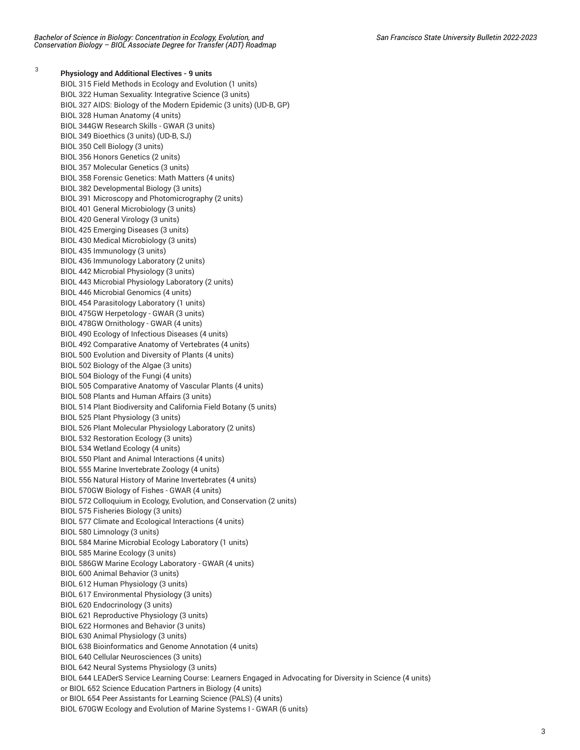3

**Physiology and Additional Electives - 9 units**

BIOL 315 Field Methods in Ecology and Evolution (1 units)
BIOL 322 Human Sexuality: Integrative Science (3 units)
BIOL 327 AIDS: Biology of the Modern Epidemic (3 units) (UD-B, GP)
BIOL 328 Human Anatomy (4 units)
BIOL 344GW Research Skills - GWAR (3 units)
BIOL 349 Bioethics (3 units) (UD-B, SJ)
BIOL 350 Cell Biology (3 units)
BIOL 356 Honors Genetics (2 units)
BIOL 357 Molecular Genetics (3 units)
BIOL 358 Forensic Genetics: Math Matters (4 units)
BIOL 382 Developmental Biology (3 units)
BIOL 391 Microscopy and Photomicrography (2 units)
BIOL 401 General Microbiology (3 units)
BIOL 420 General Virology (3 units)
BIOL 425 Emerging Diseases (3 units)
BIOL 430 Medical Microbiology (3 units)
BIOL 435 Immunology (3 units)
BIOL 436 Immunology Laboratory (2 units)
BIOL 442 Microbial Physiology (3 units)
BIOL 443 Microbial Physiology Laboratory (2 units)
BIOL 446 Microbial Genomics (4 units)
BIOL 454 Parasitology Laboratory (1 units)
BIOL 475GW Herpetology - GWAR (3 units)
BIOL 478GW Ornithology - GWAR (4 units)
BIOL 490 Ecology of Infectious Diseases (4 units)
BIOL 492 Comparative Anatomy of Vertebrates (4 units)
BIOL 500 Evolution and Diversity of Plants (4 units)
BIOL 502 Biology of the Algae (3 units)
BIOL 504 Biology of the Fungi (4 units)
BIOL 505 Comparative Anatomy of Vascular Plants (4 units)
BIOL 508 Plants and Human Affairs (3 units)
BIOL 514 Plant Biodiversity and California Field Botany (5 units)
BIOL 525 Plant Physiology (3 units)
BIOL 526 Plant Molecular Physiology Laboratory (2 units)
BIOL 532 Restoration Ecology (3 units)
BIOL 534 Wetland Ecology (4 units)
BIOL 550 Plant and Animal Interactions (4 units)
BIOL 555 Marine Invertebrate Zoology (4 units)
BIOL 556 Natural History of Marine Invertebrates (4 units)
BIOL 570GW Biology of Fishes - GWAR (4 units)
BIOL 572 Colloquium in Ecology, Evolution, and Conservation (2 units)
BIOL 575 Fisheries Biology (3 units)
BIOL 577 Climate and Ecological Interactions (4 units)
BIOL 580 Limnology (3 units)
BIOL 584 Marine Microbial Ecology Laboratory (1 units)
BIOL 585 Marine Ecology (3 units)
BIOL 586GW Marine Ecology Laboratory - GWAR (4 units)
BIOL 600 Animal Behavior (3 units)
BIOL 612 Human Physiology (3 units)
BIOL 617 Environmental Physiology (3 units)
BIOL 620 Endocrinology (3 units)
BIOL 621 Reproductive Physiology (3 units)
BIOL 622 Hormones and Behavior (3 units)
BIOL 630 Animal Physiology (3 units)
BIOL 638 Bioinformatics and Genome Annotation (4 units)
BIOL 640 Cellular Neurosciences (3 units)
BIOL 642 Neural Systems Physiology (3 units)
BIOL 644 LEADerS Service Learning Course: Learners Engaged in Advocating for Diversity in Science (4 units)
or BIOL 652 Science Education Partners in Biology (4 units)
or BIOL 654 Peer Assistants for Learning Science (PALS) (4 units)
BIOL 670GW Ecology and Evolution of Marine Systems I - GWAR (6 units)